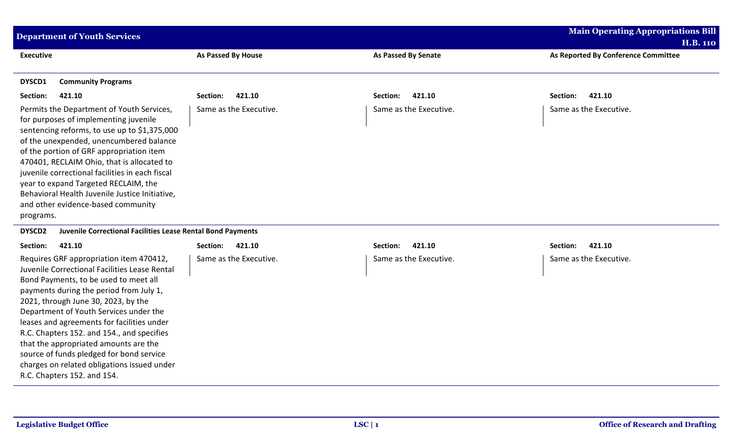| Executive | As Passed By House | As Passed By Senate | As Reported By Conference Committee |
|---|---|---|---|
| **DYSCD1 Community Programs** | | | |
| **Section: 421.10** | **Section: 421.10** | **Section: 421.10** | **Section: 421.10** |
| Permits the Department of Youth Services, for purposes of implementing juvenile sentencing reforms, to use up to $1,375,000 of the unexpended, unencumbered balance of the portion of GRF appropriation item 470401, RECLAIM Ohio, that is allocated to juvenile correctional facilities in each fiscal year to expand Targeted RECLAIM, the Behavioral Health Juvenile Justice Initiative, and other evidence-based community programs. | Same as the Executive. | Same as the Executive. | Same as the Executive. |
| **DYSCD2 Juvenile Correctional Facilities Lease Rental Bond Payments** | | | |
| **Section: 421.10** | **Section: 421.10** | **Section: 421.10** | **Section: 421.10** |
| Requires GRF appropriation item 470412, Juvenile Correctional Facilities Lease Rental Bond Payments, to be used to meet all payments during the period from July 1, 2021, through June 30, 2023, by the Department of Youth Services under the leases and agreements for facilities under R.C. Chapters 152. and 154., and specifies that the appropriated amounts are the source of funds pledged for bond service charges on related obligations issued under R.C. Chapters 152. and 154. | Same as the Executive. | Same as the Executive. | Same as the Executive. |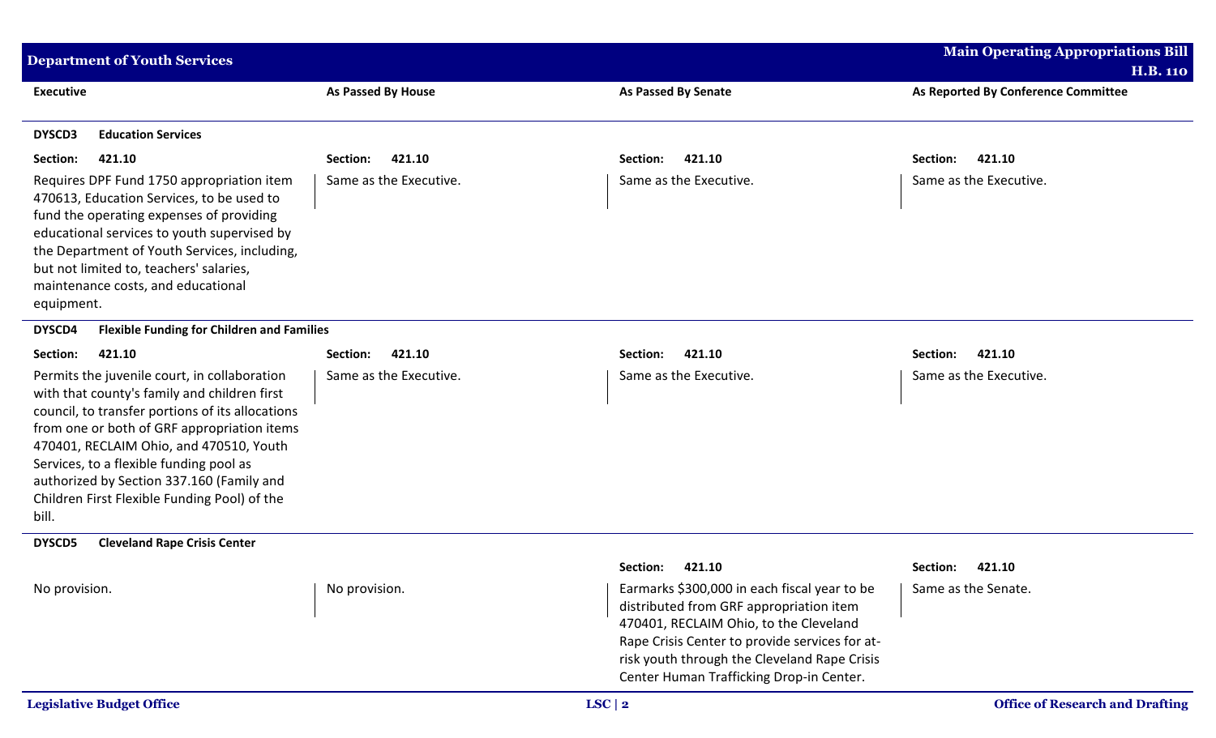| Executive | As Passed By House | As Passed By Senate | As Reported By Conference Committee |
|---|---|---|---|
| **DYSCD3 Education Services** | | | |
| **Section: 421.10** | **Section: 421.10** | **Section: 421.10** | **Section: 421.10** |
| Requires DPF Fund 1750 appropriation item 470613, Education Services, to be used to fund the operating expenses of providing educational services to youth supervised by the Department of Youth Services, including, but not limited to, teachers' salaries, maintenance costs, and educational equipment. | Same as the Executive. | Same as the Executive. | Same as the Executive. |
| **DYSCD4 Flexible Funding for Children and Families** | | | |
| **Section: 421.10** | **Section: 421.10** | **Section: 421.10** | **Section: 421.10** |
| Permits the juvenile court, in collaboration with that county's family and children first council, to transfer portions of its allocations from one or both of GRF appropriation items 470401, RECLAIM Ohio, and 470510, Youth Services, to a flexible funding pool as authorized by Section 337.160 (Family and Children First Flexible Funding Pool) of the bill. | Same as the Executive. | Same as the Executive. | Same as the Executive. |
| **DYSCD5 Cleveland Rape Crisis Center** | | | |
| | | **Section: 421.10** | **Section: 421.10** |
| No provision. | No provision. | Earmarks $300,000 in each fiscal year to be distributed from GRF appropriation item 470401, RECLAIM Ohio, to the Cleveland Rape Crisis Center to provide services for at-risk youth through the Cleveland Rape Crisis Center Human Trafficking Drop-in Center. | Same as the Senate. |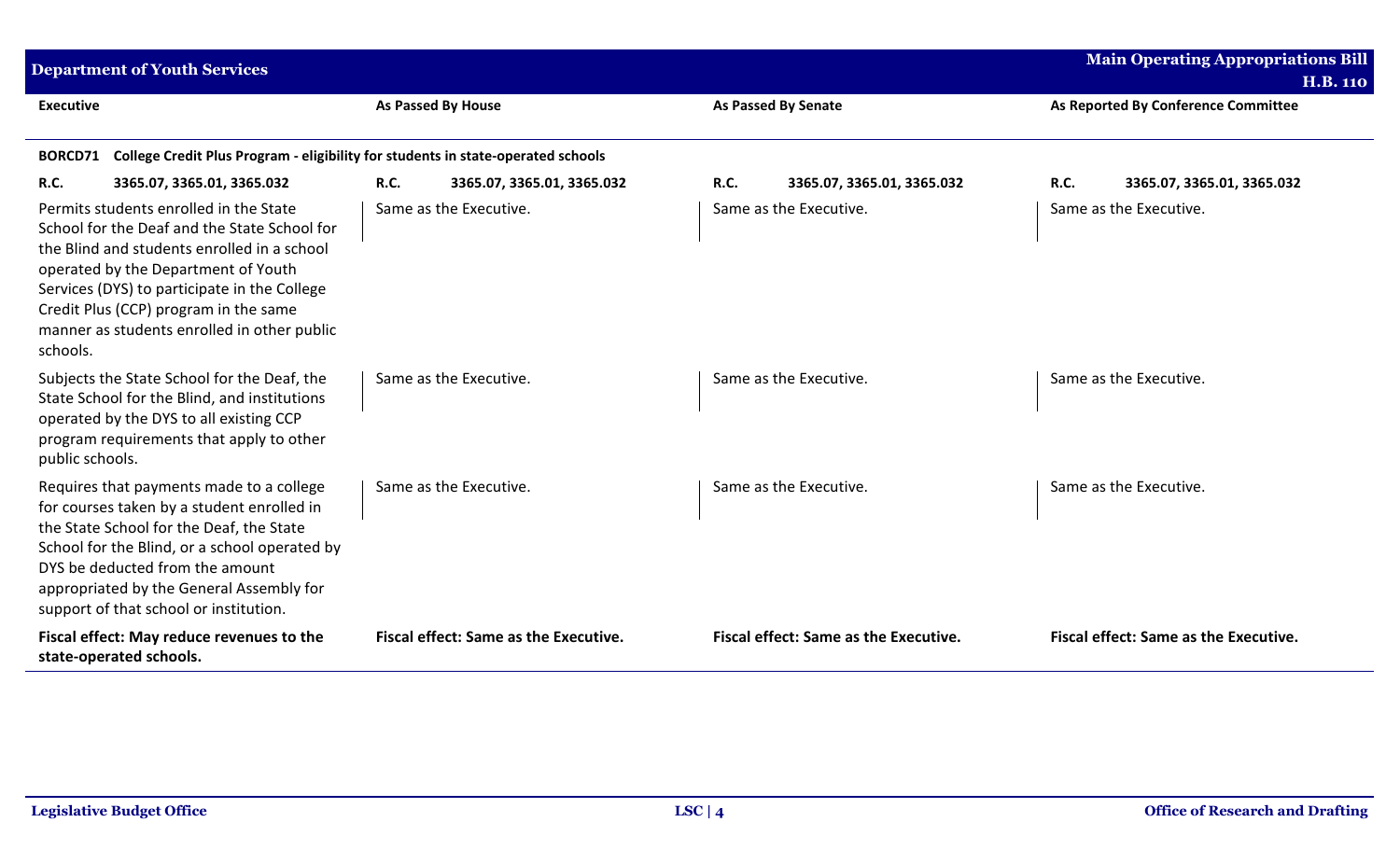## Department of Youth Services

**Main Operating Appropriations Bill H.B. 110**

| Executive | As Passed By House | As Passed By Senate | As Reported By Conference Committee |
|---|---|---|---|
| **BORCD71 College Credit Plus Program - eligibility for students in state-operated schools** | | | |
| **R.C. 3365.07, 3365.01, 3365.032** | **R.C. 3365.07, 3365.01, 3365.032** | **R.C. 3365.07, 3365.01, 3365.032** | **R.C. 3365.07, 3365.01, 3365.032** |
| Permits students enrolled in the State School for the Deaf and the State School for the Blind and students enrolled in a school operated by the Department of Youth Services (DYS) to participate in the College Credit Plus (CCP) program in the same manner as students enrolled in other public schools. | Same as the Executive. | Same as the Executive. | Same as the Executive. |
| Subjects the State School for the Deaf, the State School for the Blind, and institutions operated by the DYS to all existing CCP program requirements that apply to other public schools. | Same as the Executive. | Same as the Executive. | Same as the Executive. |
| Requires that payments made to a college for courses taken by a student enrolled in the State School for the Deaf, the State School for the Blind, or a school operated by DYS be deducted from the amount appropriated by the General Assembly for support of that school or institution. | Same as the Executive. | Same as the Executive. | Same as the Executive. |
| **Fiscal effect: May reduce revenues to the state-operated schools.** | **Fiscal effect: Same as the Executive.** | **Fiscal effect: Same as the Executive.** | **Fiscal effect: Same as the Executive.** |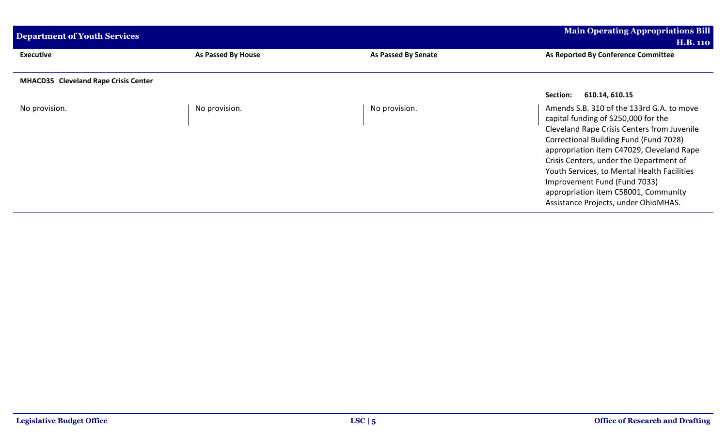| Executive | As Passed By House | As Passed By Senate | As Reported By Conference Committee |
|---|---|---|---|
| **MHACD35 Cleveland Rape Crisis Center** | | | |
| | | | **Section: 610.14, 610.15** |
| No provision. | No provision. | No provision. | Amends S.B. 310 of the 133rd G.A. to move capital funding of $250,000 for the Cleveland Rape Crisis Centers from Juvenile Correctional Building Fund (Fund 7028) appropriation item C47029, Cleveland Rape Crisis Centers, under the Department of Youth Services, to Mental Health Facilities Improvement Fund (Fund 7033) appropriation item C58001, Community Assistance Projects, under OhioMHAS. |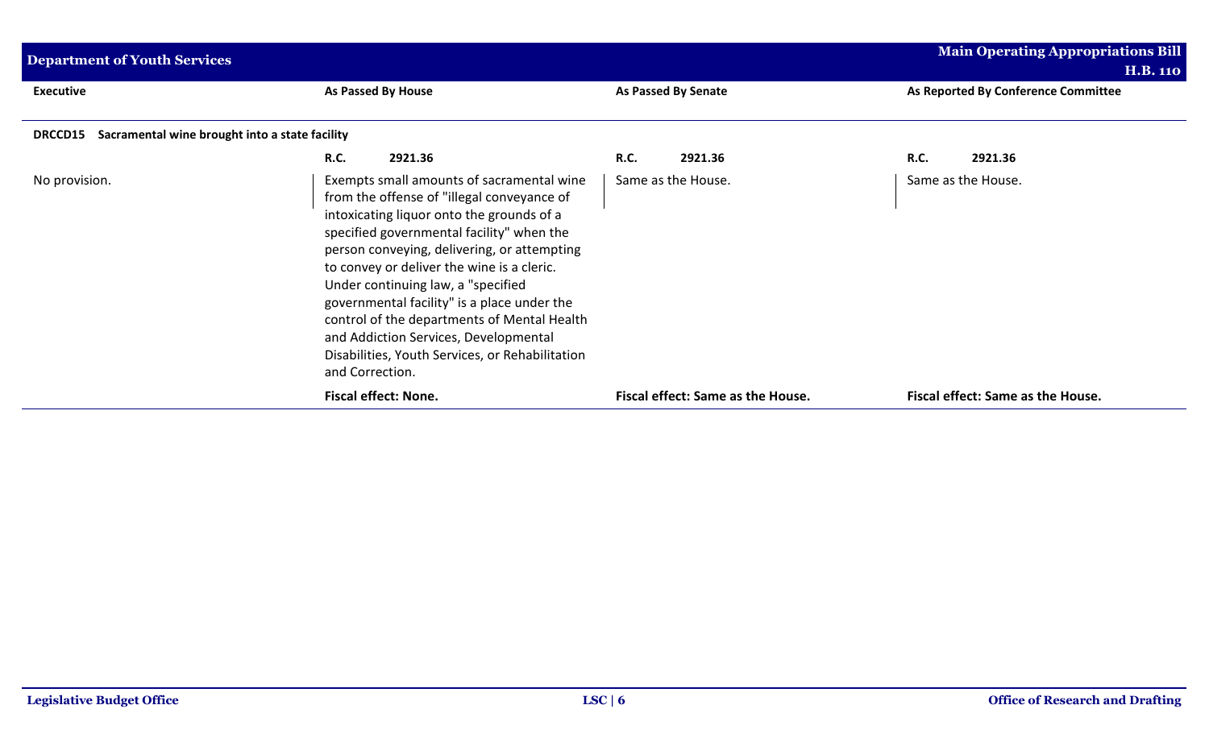| Executive | As Passed By House | As Passed By Senate | As Reported By Conference Committee |
|---|---|---|---|
| **DRCCD15 Sacramental wine brought into a state facility** | | | |
| | **R.C. 2921.36** | **R.C. 2921.36** | **R.C. 2921.36** |
| No provision. | Exempts small amounts of sacramental wine from the offense of "illegal conveyance of intoxicating liquor onto the grounds of a specified governmental facility" when the person conveying, delivering, or attempting to convey or deliver the wine is a cleric. Under continuing law, a "specified governmental facility" is a place under the control of the departments of Mental Health and Addiction Services, Developmental Disabilities, Youth Services, or Rehabilitation and Correction. | Same as the House. | Same as the House. |
| | **Fiscal effect: None.** | **Fiscal effect: Same as the House.** | **Fiscal effect: Same as the House.** |